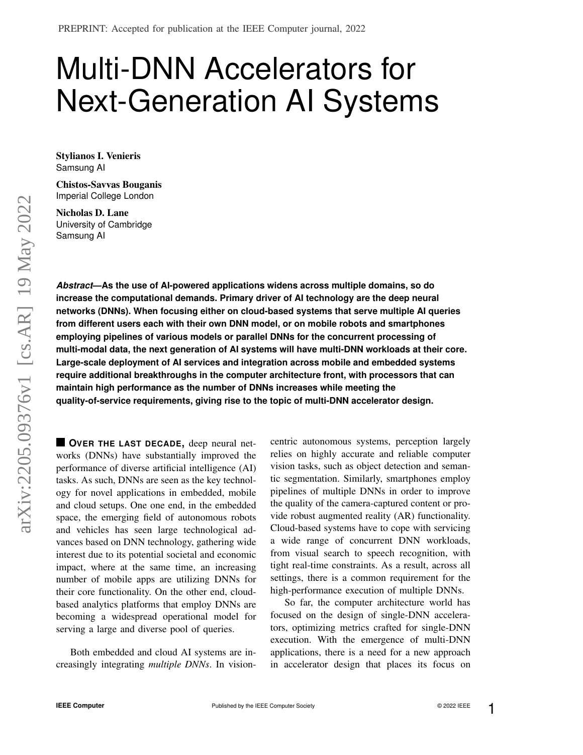PREPRINT: Accepted for publication at the IEEE Computer journal, 2022

# Multi-DNN Accelerators for Next-Generation AI Systems

**Stylianos I. Venieris**
Samsung AI

**Chistos-Savvas Bouganis**
Imperial College London

**Nicholas D. Lane**
University of Cambridge
Samsung AI

***Abstract*—As the use of AI-powered applications widens across multiple domains, so do increase the computational demands. Primary driver of AI technology are the deep neural networks (DNNs). When focusing either on cloud-based systems that serve multiple AI queries from different users each with their own DNN model, or on mobile robots and smartphones employing pipelines of various models or parallel DNNs for the concurrent processing of multi-modal data, the next generation of AI systems will have multi-DNN workloads at their core. Large-scale deployment of AI services and integration across mobile and embedded systems require additional breakthroughs in the computer architecture front, with processors that can maintain high performance as the number of DNNs increases while meeting the quality-of-service requirements, giving rise to the topic of multi-DNN accelerator design.**

**OVER THE LAST DECADE,** deep neural networks (DNNs) have substantially improved the performance of diverse artificial intelligence (AI) tasks. As such, DNNs are seen as the key technology for novel applications in embedded, mobile and cloud setups. One one end, in the embedded space, the emerging field of autonomous robots and vehicles has seen large technological advances based on DNN technology, gathering wide interest due to its potential societal and economic impact, where at the same time, an increasing number of mobile apps are utilizing DNNs for their core functionality. On the other end, cloud-based analytics platforms that employ DNNs are becoming a widespread operational model for serving a large and diverse pool of queries.

Both embedded and cloud AI systems are increasingly integrating *multiple DNNs*. In vision-centric autonomous systems, perception largely relies on highly accurate and reliable computer vision tasks, such as object detection and semantic segmentation. Similarly, smartphones employ pipelines of multiple DNNs in order to improve the quality of the camera-captured content or provide robust augmented reality (AR) functionality. Cloud-based systems have to cope with servicing a wide range of concurrent DNN workloads, from visual search to speech recognition, with tight real-time constraints. As a result, across all settings, there is a common requirement for the high-performance execution of multiple DNNs.

So far, the computer architecture world has focused on the design of single-DNN accelerators, optimizing metrics crafted for single-DNN execution. With the emergence of multi-DNN applications, there is a need for a new approach in accelerator design that places its focus on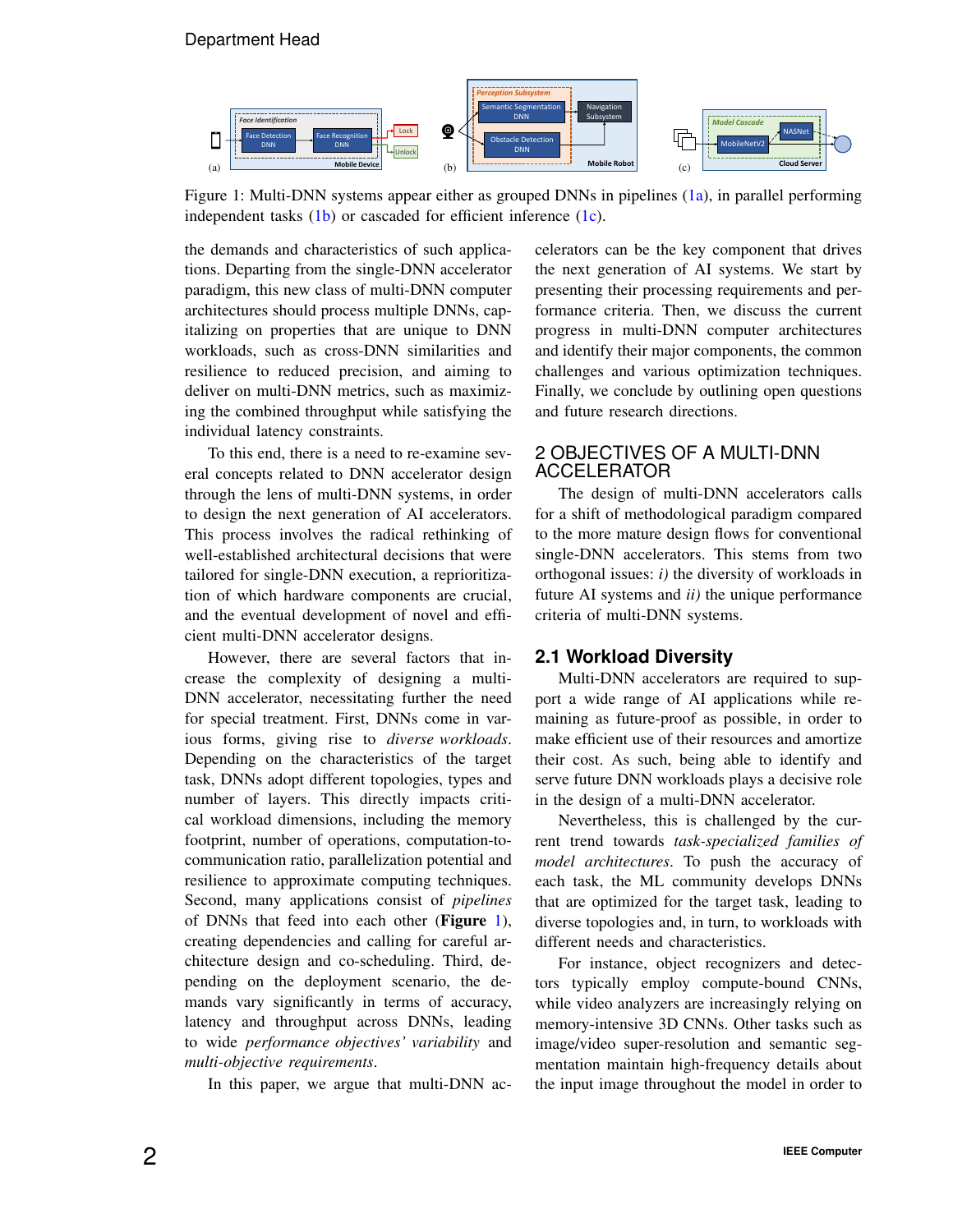Figure 1: Multi-DNN systems appear either as grouped DNNs in pipelines (1a), in parallel performing independent tasks (1b) or cascaded for efficient inference (1c).

the demands and characteristics of such applications. Departing from the single-DNN accelerator paradigm, this new class of multi-DNN computer architectures should process multiple DNNs, capitalizing on properties that are unique to DNN workloads, such as cross-DNN similarities and resilience to reduced precision, and aiming to deliver on multi-DNN metrics, such as maximizing the combined throughput while satisfying the individual latency constraints.

To this end, there is a need to re-examine several concepts related to DNN accelerator design through the lens of multi-DNN systems, in order to design the next generation of AI accelerators. This process involves the radical rethinking of well-established architectural decisions that were tailored for single-DNN execution, a reprioritization of which hardware components are crucial, and the eventual development of novel and efficient multi-DNN accelerator designs.

However, there are several factors that increase the complexity of designing a multi-DNN accelerator, necessitating further the need for special treatment. First, DNNs come in various forms, giving rise to *diverse workloads*. Depending on the characteristics of the target task, DNNs adopt different topologies, types and number of layers. This directly impacts critical workload dimensions, including the memory footprint, number of operations, computation-to-communication ratio, parallelization potential and resilience to approximate computing techniques. Second, many applications consist of *pipelines* of DNNs that feed into each other (**Figure** 1), creating dependencies and calling for careful architecture design and co-scheduling. Third, depending on the deployment scenario, the demands vary significantly in terms of accuracy, latency and throughput across DNNs, leading to wide *performance objectives' variability* and *multi-objective requirements*.

In this paper, we argue that multi-DNN accelerators can be the key component that drives the next generation of AI systems. We start by presenting their processing requirements and performance criteria. Then, we discuss the current progress in multi-DNN computer architectures and identify their major components, the common challenges and various optimization techniques. Finally, we conclude by outlining open questions and future research directions.

## 2 OBJECTIVES OF A MULTI-DNN ACCELERATOR

The design of multi-DNN accelerators calls for a shift of methodological paradigm compared to the more mature design flows for conventional single-DNN accelerators. This stems from two orthogonal issues: *i)* the diversity of workloads in future AI systems and *ii)* the unique performance criteria of multi-DNN systems.

### 2.1 Workload Diversity

Multi-DNN accelerators are required to support a wide range of AI applications while remaining as future-proof as possible, in order to make efficient use of their resources and amortize their cost. As such, being able to identify and serve future DNN workloads plays a decisive role in the design of a multi-DNN accelerator.

Nevertheless, this is challenged by the current trend towards *task-specialized families of model architectures*. To push the accuracy of each task, the ML community develops DNNs that are optimized for the target task, leading to diverse topologies and, in turn, to workloads with different needs and characteristics.

For instance, object recognizers and detectors typically employ compute-bound CNNs, while video analyzers are increasingly relying on memory-intensive 3D CNNs. Other tasks such as image/video super-resolution and semantic segmentation maintain high-frequency details about the input image throughout the model in order to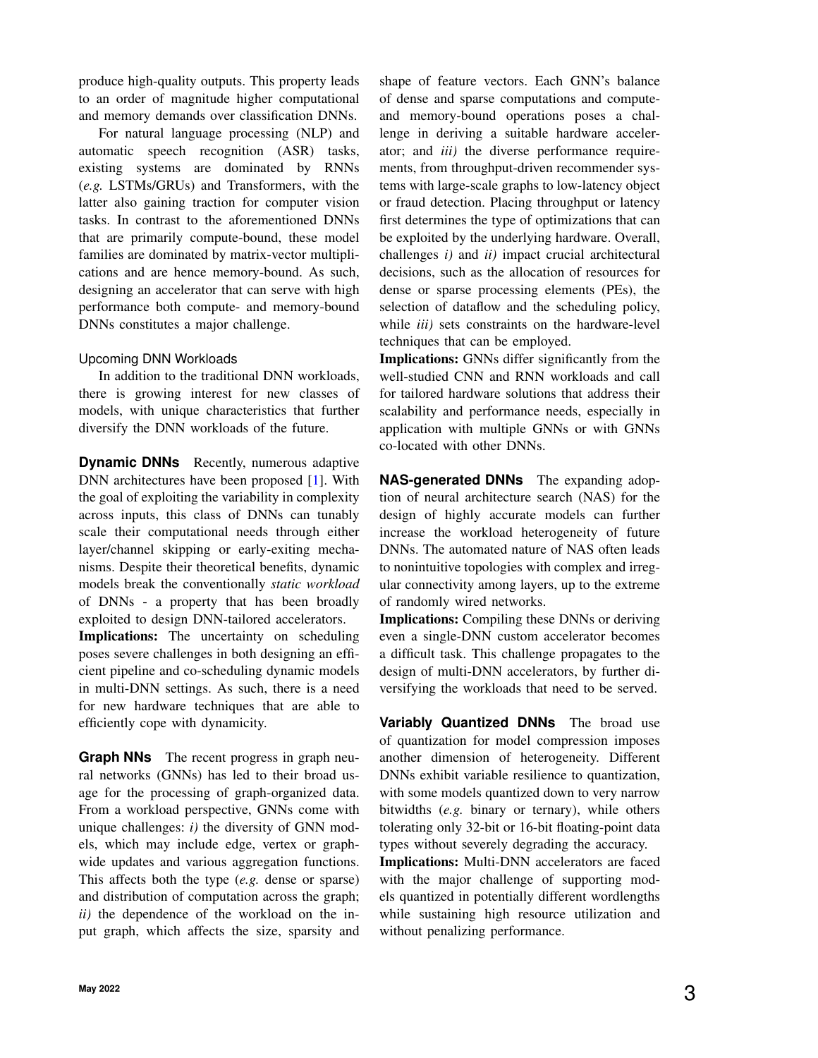produce high-quality outputs. This property leads to an order of magnitude higher computational and memory demands over classification DNNs.

For natural language processing (NLP) and automatic speech recognition (ASR) tasks, existing systems are dominated by RNNs (*e.g.* LSTMs/GRUs) and Transformers, with the latter also gaining traction for computer vision tasks. In contrast to the aforementioned DNNs that are primarily compute-bound, these model families are dominated by matrix-vector multiplications and are hence memory-bound. As such, designing an accelerator that can serve with high performance both compute- and memory-bound DNNs constitutes a major challenge.

### Upcoming DNN Workloads

In addition to the traditional DNN workloads, there is growing interest for new classes of models, with unique characteristics that further diversify the DNN workloads of the future.

**Dynamic DNNs** Recently, numerous adaptive DNN architectures have been proposed [1]. With the goal of exploiting the variability in complexity across inputs, this class of DNNs can tunably scale their computational needs through either layer/channel skipping or early-exiting mechanisms. Despite their theoretical benefits, dynamic models break the conventionally *static workload* of DNNs - a property that has been broadly exploited to design DNN-tailored accelerators.

**Implications:** The uncertainty on scheduling poses severe challenges in both designing an efficient pipeline and co-scheduling dynamic models in multi-DNN settings. As such, there is a need for new hardware techniques that are able to efficiently cope with dynamicity.

**Graph NNs** The recent progress in graph neural networks (GNNs) has led to their broad usage for the processing of graph-organized data. From a workload perspective, GNNs come with unique challenges: *i)* the diversity of GNN models, which may include edge, vertex or graph-wide updates and various aggregation functions. This affects both the type (*e.g.* dense or sparse) and distribution of computation across the graph; *ii)* the dependence of the workload on the input graph, which affects the size, sparsity and shape of feature vectors. Each GNN's balance of dense and sparse computations and compute- and memory-bound operations poses a challenge in deriving a suitable hardware accelerator; and *iii)* the diverse performance requirements, from throughput-driven recommender systems with large-scale graphs to low-latency object or fraud detection. Placing throughput or latency first determines the type of optimizations that can be exploited by the underlying hardware. Overall, challenges *i)* and *ii)* impact crucial architectural decisions, such as the allocation of resources for dense or sparse processing elements (PEs), the selection of dataflow and the scheduling policy, while *iii)* sets constraints on the hardware-level techniques that can be employed.

**Implications:** GNNs differ significantly from the well-studied CNN and RNN workloads and call for tailored hardware solutions that address their scalability and performance needs, especially in application with multiple GNNs or with GNNs co-located with other DNNs.

**NAS-generated DNNs** The expanding adoption of neural architecture search (NAS) for the design of highly accurate models can further increase the workload heterogeneity of future DNNs. The automated nature of NAS often leads to nonintuitive topologies with complex and irregular connectivity among layers, up to the extreme of randomly wired networks.

**Implications:** Compiling these DNNs or deriving even a single-DNN custom accelerator becomes a difficult task. This challenge propagates to the design of multi-DNN accelerators, by further diversifying the workloads that need to be served.

**Variably Quantized DNNs** The broad use of quantization for model compression imposes another dimension of heterogeneity. Different DNNs exhibit variable resilience to quantization, with some models quantized down to very narrow bitwidths (*e.g.* binary or ternary), while others tolerating only 32-bit or 16-bit floating-point data types without severely degrading the accuracy.

**Implications:** Multi-DNN accelerators are faced with the major challenge of supporting models quantized in potentially different wordlengths while sustaining high resource utilization and without penalizing performance.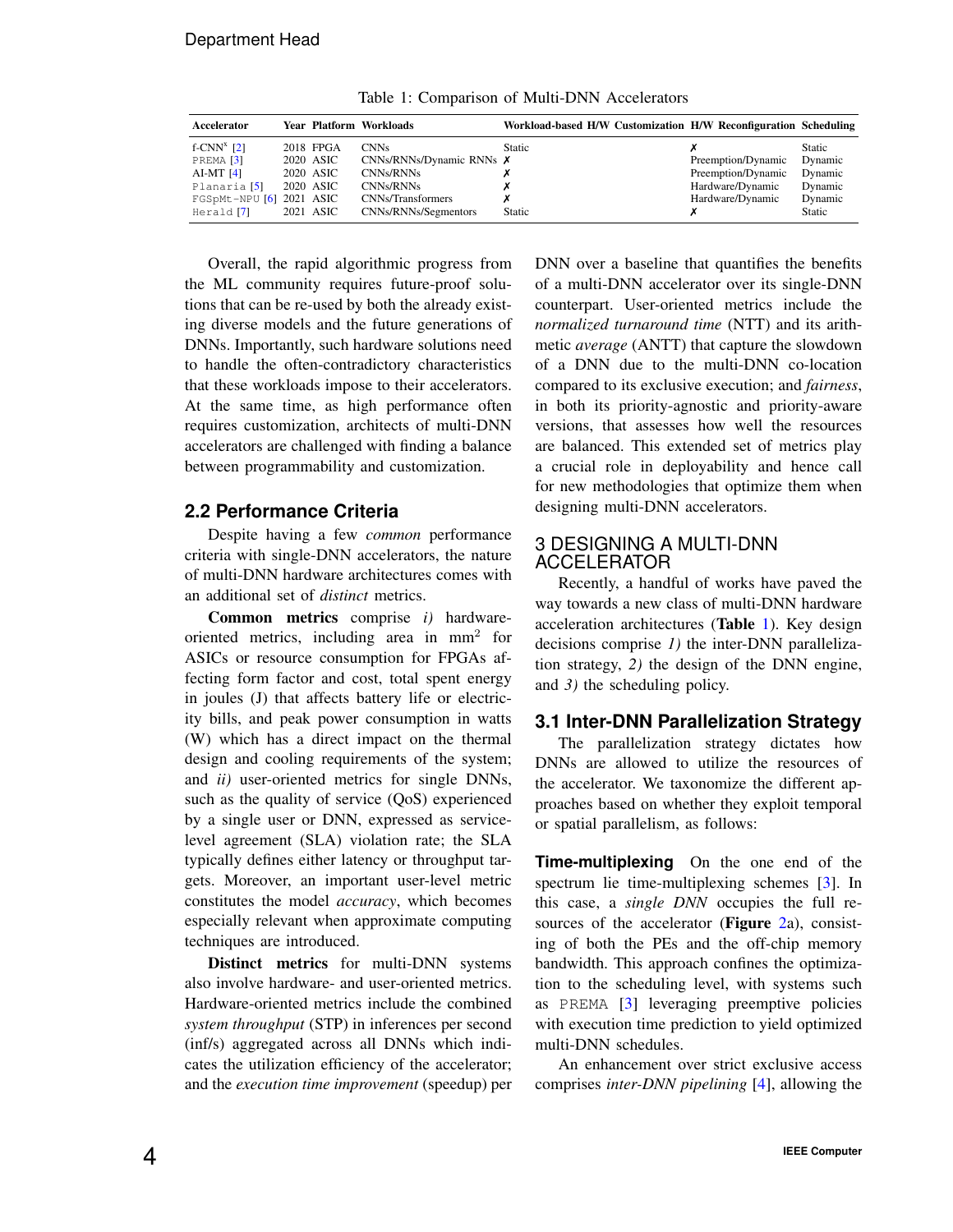Table 1: Comparison of Multi-DNN Accelerators

| Accelerator | Year | Platform | Workloads | Workload-based H/W Customization | H/W Reconfiguration | Scheduling |
|---|---|---|---|---|---|---|
| f-CNN$^x$ [2] | 2018 | FPGA | CNNs | Static | ✗ | Static |
| PREMA [3] | 2020 | ASIC | CNNs/RNNs/Dynamic RNNs | ✗ | Preemption/Dynamic | Dynamic |
| AI-MT [4] | 2020 | ASIC | CNNs/RNNs | ✗ | Preemption/Dynamic | Dynamic |
| Planaria [5] | 2020 | ASIC | CNNs/RNNs | ✗ | Hardware/Dynamic | Dynamic |
| FGSpMt-NPU [6] | 2021 | ASIC | CNNs/Transformers | ✗ | Hardware/Dynamic | Dynamic |
| Herald [7] | 2021 | ASIC | CNNs/RNNs/Segmentors | Static | ✗ | Static |

Overall, the rapid algorithmic progress from the ML community requires future-proof solutions that can be re-used by both the already existing diverse models and the future generations of DNNs. Importantly, such hardware solutions need to handle the often-contradictory characteristics that these workloads impose to their accelerators. At the same time, as high performance often requires customization, architects of multi-DNN accelerators are challenged with finding a balance between programmability and customization.

### 2.2 Performance Criteria

Despite having a few *common* performance criteria with single-DNN accelerators, the nature of multi-DNN hardware architectures comes with an additional set of *distinct* metrics.

**Common metrics** comprise *i)* hardware-oriented metrics, including area in mm$^2$ for ASICs or resource consumption for FPGAs affecting form factor and cost, total spent energy in joules (J) that affects battery life or electricity bills, and peak power consumption in watts (W) which has a direct impact on the thermal design and cooling requirements of the system; and *ii)* user-oriented metrics for single DNNs, such as the quality of service (QoS) experienced by a single user or DNN, expressed as service-level agreement (SLA) violation rate; the SLA typically defines either latency or throughput targets. Moreover, an important user-level metric constitutes the model *accuracy*, which becomes especially relevant when approximate computing techniques are introduced.

**Distinct metrics** for multi-DNN systems also involve hardware- and user-oriented metrics. Hardware-oriented metrics include the combined *system throughput* (STP) in inferences per second (inf/s) aggregated across all DNNs which indicates the utilization efficiency of the accelerator; and the *execution time improvement* (speedup) per DNN over a baseline that quantifies the benefits of a multi-DNN accelerator over its single-DNN counterpart. User-oriented metrics include the *normalized turnaround time* (NTT) and its arithmetic *average* (ANTT) that capture the slowdown of a DNN due to the multi-DNN co-location compared to its exclusive execution; and *fairness*, in both its priority-agnostic and priority-aware versions, that assesses how well the resources are balanced. This extended set of metrics play a crucial role in deployability and hence call for new methodologies that optimize them when designing multi-DNN accelerators.

## 3 DESIGNING A MULTI-DNN ACCELERATOR

Recently, a handful of works have paved the way towards a new class of multi-DNN hardware acceleration architectures (**Table** 1). Key design decisions comprise *1)* the inter-DNN parallelization strategy, *2)* the design of the DNN engine, and *3)* the scheduling policy.

### 3.1 Inter-DNN Parallelization Strategy

The parallelization strategy dictates how DNNs are allowed to utilize the resources of the accelerator. We taxonomize the different approaches based on whether they exploit temporal or spatial parallelism, as follows:

**Time-multiplexing** On the one end of the spectrum lie time-multiplexing schemes [3]. In this case, a *single DNN* occupies the full resources of the accelerator (**Figure** 2a), consisting of both the PEs and the off-chip memory bandwidth. This approach confines the optimization to the scheduling level, with systems such as PREMA [3] leveraging preemptive policies with execution time prediction to yield optimized multi-DNN schedules.

An enhancement over strict exclusive access comprises *inter-DNN pipelining* [4], allowing the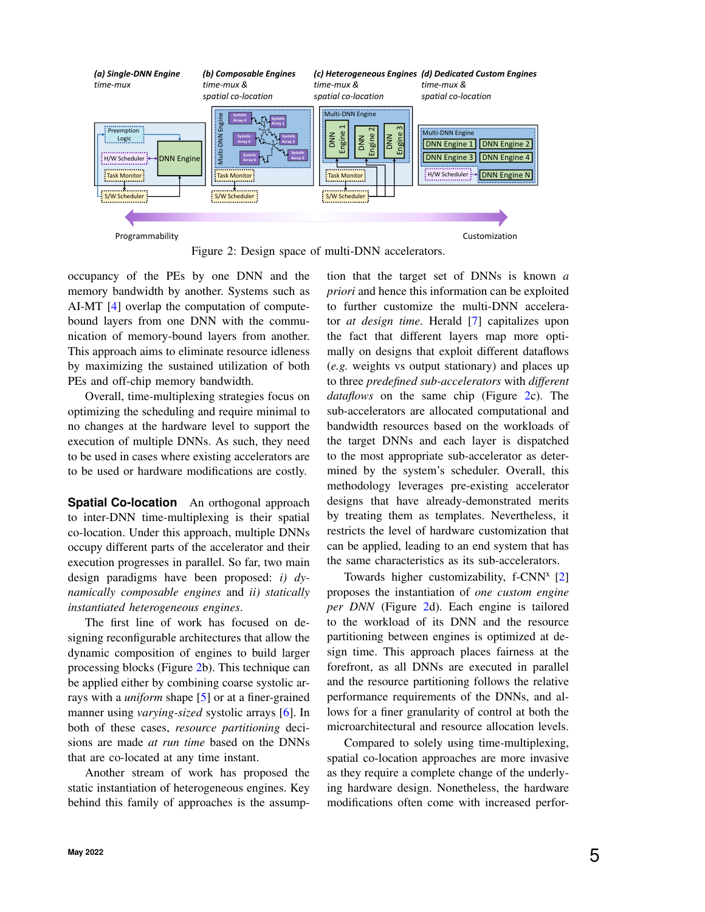Figure 2: Design space of multi-DNN accelerators.

occupancy of the PEs by one DNN and the memory bandwidth by another. Systems such as AI-MT [4] overlap the computation of compute-bound layers from one DNN with the communication of memory-bound layers from another. This approach aims to eliminate resource idleness by maximizing the sustained utilization of both PEs and off-chip memory bandwidth.

Overall, time-multiplexing strategies focus on optimizing the scheduling and require minimal to no changes at the hardware level to support the execution of multiple DNNs. As such, they need to be used in cases where existing accelerators are to be used or hardware modifications are costly.

**Spatial Co-location** An orthogonal approach to inter-DNN time-multiplexing is their spatial co-location. Under this approach, multiple DNNs occupy different parts of the accelerator and their execution progresses in parallel. So far, two main design paradigms have been proposed: *i) dynamically composable engines* and *ii) statically instantiated heterogeneous engines*.

The first line of work has focused on designing reconfigurable architectures that allow the dynamic composition of engines to build larger processing blocks (Figure 2b). This technique can be applied either by combining coarse systolic arrays with a *uniform* shape [5] or at a finer-grained manner using *varying-sized* systolic arrays [6]. In both of these cases, *resource partitioning* decisions are made *at run time* based on the DNNs that are co-located at any time instant.

Another stream of work has proposed the static instantiation of heterogeneous engines. Key behind this family of approaches is the assumption that the target set of DNNs is known *a priori* and hence this information can be exploited to further customize the multi-DNN accelerator *at design time*. Herald [7] capitalizes upon the fact that different layers map more optimally on designs that exploit different dataflows (*e.g.* weights vs output stationary) and places up to three *predefined sub-accelerators* with *different dataflows* on the same chip (Figure 2c). The sub-accelerators are allocated computational and bandwidth resources based on the workloads of the target DNNs and each layer is dispatched to the most appropriate sub-accelerator as determined by the system's scheduler. Overall, this methodology leverages pre-existing accelerator designs that have already-demonstrated merits by treating them as templates. Nevertheless, it restricts the level of hardware customization that can be applied, leading to an end system that has the same characteristics as its sub-accelerators.

Towards higher customizability, f-CNN$^{x}$ [2] proposes the instantiation of *one custom engine per DNN* (Figure 2d). Each engine is tailored to the workload of its DNN and the resource partitioning between engines is optimized at design time. This approach places fairness at the forefront, as all DNNs are executed in parallel and the resource partitioning follows the relative performance requirements of the DNNs, and allows for a finer granularity of control at both the microarchitectural and resource allocation levels.

Compared to solely using time-multiplexing, spatial co-location approaches are more invasive as they require a complete change of the underlying hardware design. Nonetheless, the hardware modifications often come with increased perfor-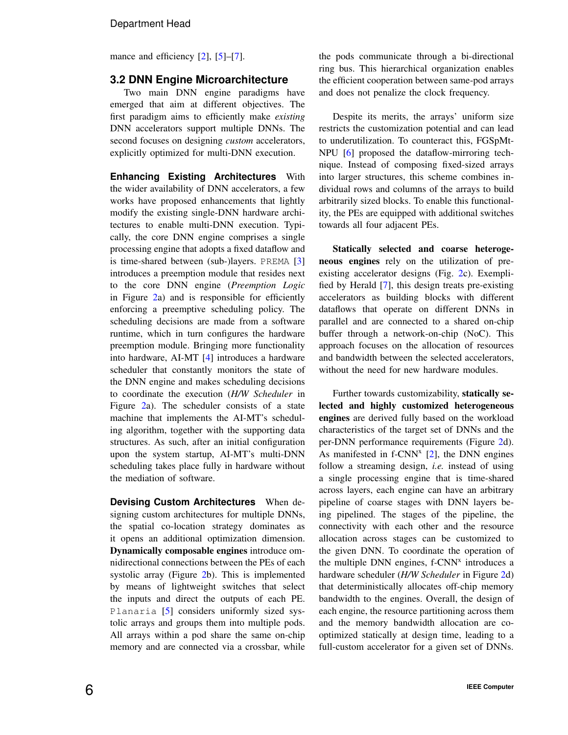mance and efficiency [2], [5]–[7].

### 3.2 DNN Engine Microarchitecture

Two main DNN engine paradigms have emerged that aim at different objectives. The first paradigm aims to efficiently make *existing* DNN accelerators support multiple DNNs. The second focuses on designing *custom* accelerators, explicitly optimized for multi-DNN execution.

**Enhancing Existing Architectures** With the wider availability of DNN accelerators, a few works have proposed enhancements that lightly modify the existing single-DNN hardware architectures to enable multi-DNN execution. Typically, the core DNN engine comprises a single processing engine that adopts a fixed dataflow and is time-shared between (sub-)layers. PREMA [3] introduces a preemption module that resides next to the core DNN engine (*Preemption Logic* in Figure 2a) and is responsible for efficiently enforcing a preemptive scheduling policy. The scheduling decisions are made from a software runtime, which in turn configures the hardware preemption module. Bringing more functionality into hardware, AI-MT [4] introduces a hardware scheduler that constantly monitors the state of the DNN engine and makes scheduling decisions to coordinate the execution (*H/W Scheduler* in Figure 2a). The scheduler consists of a state machine that implements the AI-MT's scheduling algorithm, together with the supporting data structures. As such, after an initial configuration upon the system startup, AI-MT's multi-DNN scheduling takes place fully in hardware without the mediation of software.

**Devising Custom Architectures** When designing custom architectures for multiple DNNs, the spatial co-location strategy dominates as it opens an additional optimization dimension. **Dynamically composable engines** introduce omnidirectional connections between the PEs of each systolic array (Figure 2b). This is implemented by means of lightweight switches that select the inputs and direct the outputs of each PE. Planaria [5] considers uniformly sized systolic arrays and groups them into multiple pods. All arrays within a pod share the same on-chip memory and are connected via a crossbar, while the pods communicate through a bi-directional ring bus. This hierarchical organization enables the efficient cooperation between same-pod arrays and does not penalize the clock frequency.

Despite its merits, the arrays' uniform size restricts the customization potential and can lead to underutilization. To counteract this, FGSpMt-NPU [6] proposed the dataflow-mirroring technique. Instead of composing fixed-sized arrays into larger structures, this scheme combines individual rows and columns of the arrays to build arbitrarily sized blocks. To enable this functionality, the PEs are equipped with additional switches towards all four adjacent PEs.

**Statically selected and coarse heterogeneous engines** rely on the utilization of pre-existing accelerator designs (Fig. 2c). Exemplified by Herald [7], this design treats pre-existing accelerators as building blocks with different dataflows that operate on different DNNs in parallel and are connected to a shared on-chip buffer through a network-on-chip (NoC). This approach focuses on the allocation of resources and bandwidth between the selected accelerators, without the need for new hardware modules.

Further towards customizability, **statically selected and highly customized heterogeneous engines** are derived fully based on the workload characteristics of the target set of DNNs and the per-DNN performance requirements (Figure 2d). As manifested in f-CNN$^x$ [2], the DNN engines follow a streaming design, *i.e.* instead of using a single processing engine that is time-shared across layers, each engine can have an arbitrary pipeline of coarse stages with DNN layers being pipelined. The stages of the pipeline, the connectivity with each other and the resource allocation across stages can be customized to the given DNN. To coordinate the operation of the multiple DNN engines, f-CNN$^x$ introduces a hardware scheduler (*H/W Scheduler* in Figure 2d) that deterministically allocates off-chip memory bandwidth to the engines. Overall, the design of each engine, the resource partitioning across them and the memory bandwidth allocation are co-optimized statically at design time, leading to a full-custom accelerator for a given set of DNNs.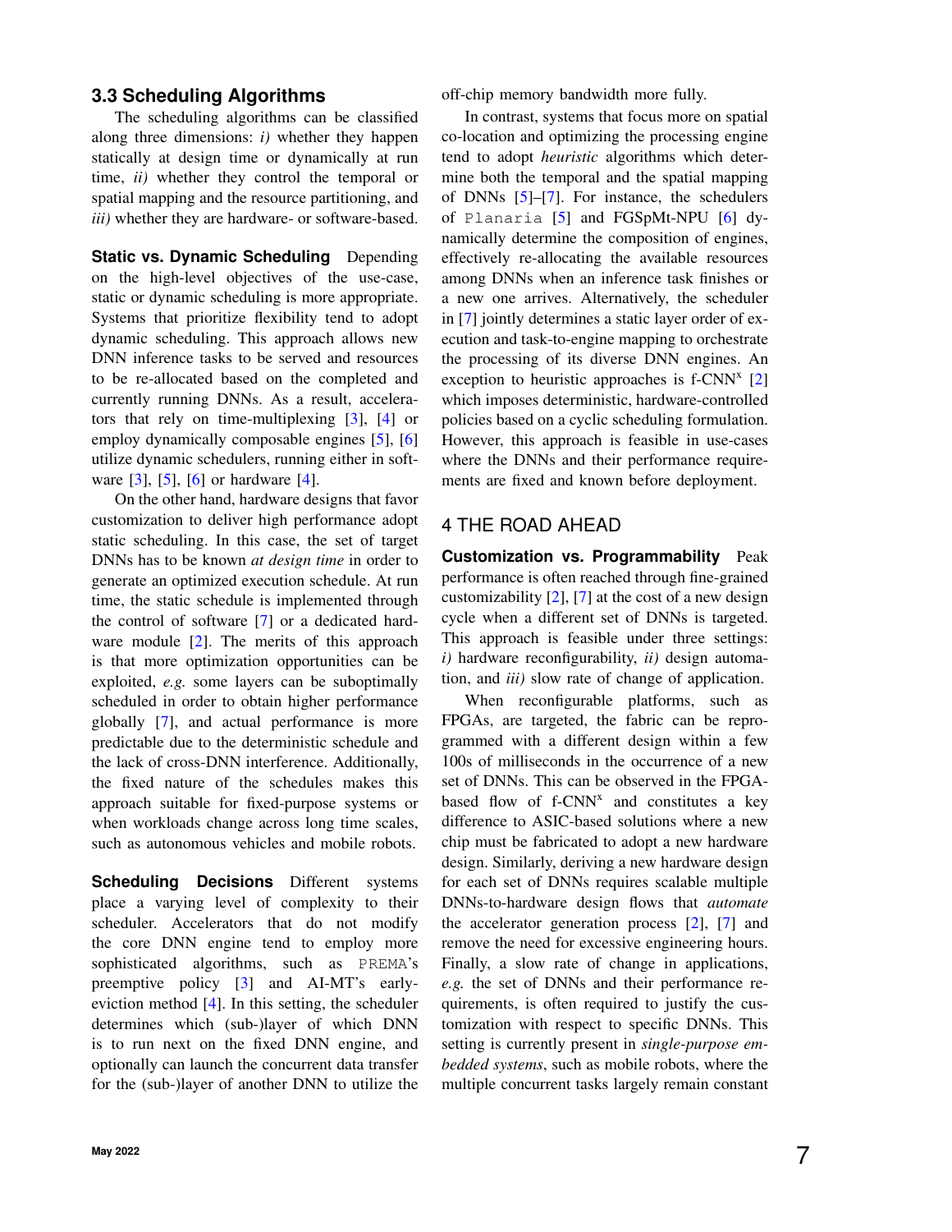### 3.3 Scheduling Algorithms

The scheduling algorithms can be classified along three dimensions: *i)* whether they happen statically at design time or dynamically at run time, *ii)* whether they control the temporal or spatial mapping and the resource partitioning, and *iii)* whether they are hardware- or software-based.

**Static vs. Dynamic Scheduling** Depending on the high-level objectives of the use-case, static or dynamic scheduling is more appropriate. Systems that prioritize flexibility tend to adopt dynamic scheduling. This approach allows new DNN inference tasks to be served and resources to be re-allocated based on the completed and currently running DNNs. As a result, accelerators that rely on time-multiplexing [3], [4] or employ dynamically composable engines [5], [6] utilize dynamic schedulers, running either in software [3], [5], [6] or hardware [4].

On the other hand, hardware designs that favor customization to deliver high performance adopt static scheduling. In this case, the set of target DNNs has to be known *at design time* in order to generate an optimized execution schedule. At run time, the static schedule is implemented through the control of software [7] or a dedicated hardware module [2]. The merits of this approach is that more optimization opportunities can be exploited, *e.g.* some layers can be suboptimally scheduled in order to obtain higher performance globally [7], and actual performance is more predictable due to the deterministic schedule and the lack of cross-DNN interference. Additionally, the fixed nature of the schedules makes this approach suitable for fixed-purpose systems or when workloads change across long time scales, such as autonomous vehicles and mobile robots.

**Scheduling Decisions** Different systems place a varying level of complexity to their scheduler. Accelerators that do not modify the core DNN engine tend to employ more sophisticated algorithms, such as `PREMA`'s preemptive policy [3] and AI-MT's early-eviction method [4]. In this setting, the scheduler determines which (sub-)layer of which DNN is to run next on the fixed DNN engine, and optionally can launch the concurrent data transfer for the (sub-)layer of another DNN to utilize the off-chip memory bandwidth more fully.

In contrast, systems that focus more on spatial co-location and optimizing the processing engine tend to adopt *heuristic* algorithms which determine both the temporal and the spatial mapping of DNNs [5]–[7]. For instance, the schedulers of `Planaria` [5] and FGSpMt-NPU [6] dynamically determine the composition of engines, effectively re-allocating the available resources among DNNs when an inference task finishes or a new one arrives. Alternatively, the scheduler in [7] jointly determines a static layer order of execution and task-to-engine mapping to orchestrate the processing of its diverse DNN engines. An exception to heuristic approaches is f-CNN$^{x}$ [2] which imposes deterministic, hardware-controlled policies based on a cyclic scheduling formulation. However, this approach is feasible in use-cases where the DNNs and their performance requirements are fixed and known before deployment.

## 4 THE ROAD AHEAD

**Customization vs. Programmability** Peak performance is often reached through fine-grained customizability [2], [7] at the cost of a new design cycle when a different set of DNNs is targeted. This approach is feasible under three settings: *i)* hardware reconfigurability, *ii)* design automation, and *iii)* slow rate of change of application.

When reconfigurable platforms, such as FPGAs, are targeted, the fabric can be reprogrammed with a different design within a few 100s of milliseconds in the occurrence of a new set of DNNs. This can be observed in the FPGA-based flow of f-CNN$^{x}$ and constitutes a key difference to ASIC-based solutions where a new chip must be fabricated to adopt a new hardware design. Similarly, deriving a new hardware design for each set of DNNs requires scalable multiple DNNs-to-hardware design flows that *automate* the accelerator generation process [2], [7] and remove the need for excessive engineering hours. Finally, a slow rate of change in applications, *e.g.* the set of DNNs and their performance requirements, is often required to justify the customization with respect to specific DNNs. This setting is currently present in *single-purpose embedded systems*, such as mobile robots, where the multiple concurrent tasks largely remain constant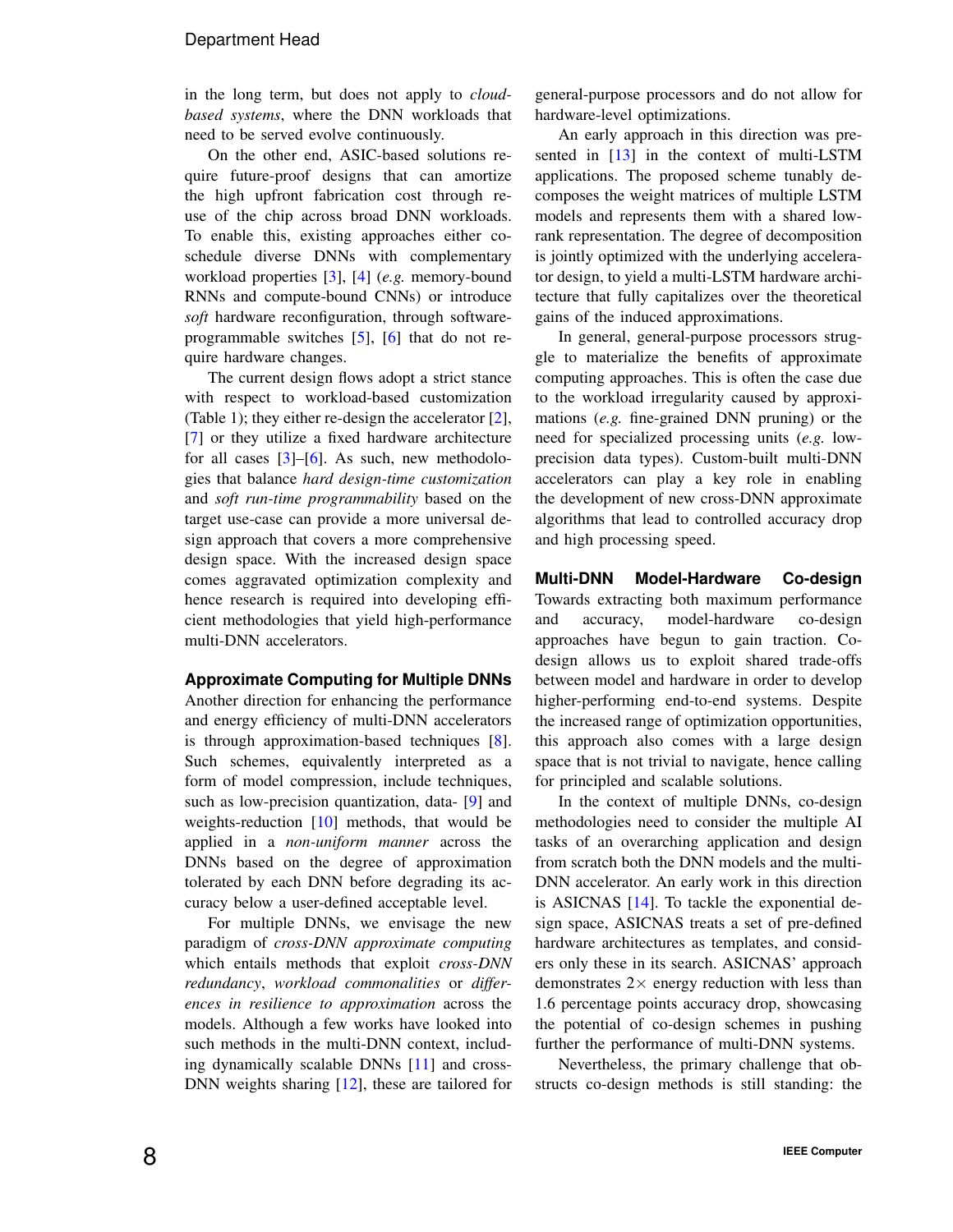in the long term, but does not apply to *cloud-based systems*, where the DNN workloads that need to be served evolve continuously.

On the other end, ASIC-based solutions require future-proof designs that can amortize the high upfront fabrication cost through reuse of the chip across broad DNN workloads. To enable this, existing approaches either co-schedule diverse DNNs with complementary workload properties [3], [4] (*e.g.* memory-bound RNNs and compute-bound CNNs) or introduce *soft* hardware reconfiguration, through software-programmable switches [5], [6] that do not require hardware changes.

The current design flows adopt a strict stance with respect to workload-based customization (Table 1); they either re-design the accelerator [2], [7] or they utilize a fixed hardware architecture for all cases [3]–[6]. As such, new methodologies that balance *hard design-time customization* and *soft run-time programmability* based on the target use-case can provide a more universal design approach that covers a more comprehensive design space. With the increased design space comes aggravated optimization complexity and hence research is required into developing efficient methodologies that yield high-performance multi-DNN accelerators.

### Approximate Computing for Multiple DNNs

Another direction for enhancing the performance and energy efficiency of multi-DNN accelerators is through approximation-based techniques [8]. Such schemes, equivalently interpreted as a form of model compression, include techniques, such as low-precision quantization, data- [9] and weights-reduction [10] methods, that would be applied in a *non-uniform manner* across the DNNs based on the degree of approximation tolerated by each DNN before degrading its accuracy below a user-defined acceptable level.

For multiple DNNs, we envisage the new paradigm of *cross-DNN approximate computing* which entails methods that exploit *cross-DNN redundancy*, *workload commonalities* or *differences in resilience to approximation* across the models. Although a few works have looked into such methods in the multi-DNN context, including dynamically scalable DNNs [11] and cross-DNN weights sharing [12], these are tailored for general-purpose processors and do not allow for hardware-level optimizations.

An early approach in this direction was presented in [13] in the context of multi-LSTM applications. The proposed scheme tunably decomposes the weight matrices of multiple LSTM models and represents them with a shared low-rank representation. The degree of decomposition is jointly optimized with the underlying accelerator design, to yield a multi-LSTM hardware architecture that fully capitalizes over the theoretical gains of the induced approximations.

In general, general-purpose processors struggle to materialize the benefits of approximate computing approaches. This is often the case due to the workload irregularity caused by approximations (*e.g.* fine-grained DNN pruning) or the need for specialized processing units (*e.g.* low-precision data types). Custom-built multi-DNN accelerators can play a key role in enabling the development of new cross-DNN approximate algorithms that lead to controlled accuracy drop and high processing speed.

### Multi-DNN Model-Hardware Co-design

Towards extracting both maximum performance and accuracy, model-hardware co-design approaches have begun to gain traction. Co-design allows us to exploit shared trade-offs between model and hardware in order to develop higher-performing end-to-end systems. Despite the increased range of optimization opportunities, this approach also comes with a large design space that is not trivial to navigate, hence calling for principled and scalable solutions.

In the context of multiple DNNs, co-design methodologies need to consider the multiple AI tasks of an overarching application and design from scratch both the DNN models and the multi-DNN accelerator. An early work in this direction is ASICNAS [14]. To tackle the exponential design space, ASICNAS treats a set of pre-defined hardware architectures as templates, and considers only these in its search. ASICNAS' approach demonstrates $2\times$ energy reduction with less than 1.6 percentage points accuracy drop, showcasing the potential of co-design schemes in pushing further the performance of multi-DNN systems.

Nevertheless, the primary challenge that obstructs co-design methods is still standing: the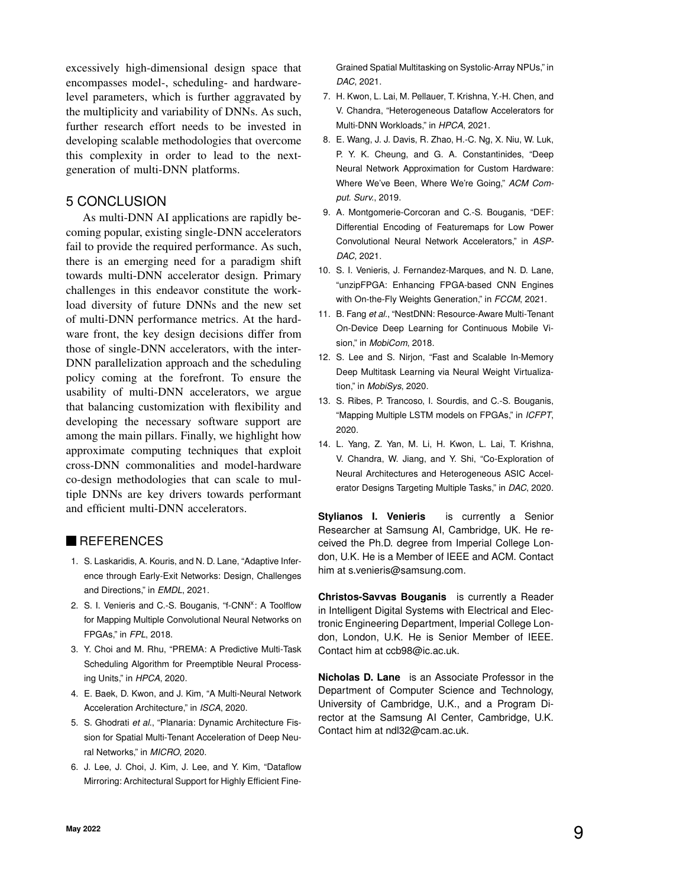excessively high-dimensional design space that encompasses model-, scheduling- and hardware-level parameters, which is further aggravated by the multiplicity and variability of DNNs. As such, further research effort needs to be invested in developing scalable methodologies that overcome this complexity in order to lead to the next-generation of multi-DNN platforms.

## 5 CONCLUSION

As multi-DNN AI applications are rapidly becoming popular, existing single-DNN accelerators fail to provide the required performance. As such, there is an emerging need for a paradigm shift towards multi-DNN accelerator design. Primary challenges in this endeavor constitute the workload diversity of future DNNs and the new set of multi-DNN performance metrics. At the hardware front, the key design decisions differ from those of single-DNN accelerators, with the inter-DNN parallelization approach and the scheduling policy coming at the forefront. To ensure the usability of multi-DNN accelerators, we argue that balancing customization with flexibility and developing the necessary software support are among the main pillars. Finally, we highlight how approximate computing techniques that exploit cross-DNN commonalities and model-hardware co-design methodologies that can scale to multiple DNNs are key drivers towards performant and efficient multi-DNN accelerators.

## REFERENCES

1. S. Laskaridis, A. Kouris, and N. D. Lane, "Adaptive Inference through Early-Exit Networks: Design, Challenges and Directions," in *EMDL*, 2021.
2. S. I. Venieris and C.-S. Bouganis, "f-CNN$^x$: A Toolflow for Mapping Multiple Convolutional Neural Networks on FPGAs," in *FPL*, 2018.
3. Y. Choi and M. Rhu, "PREMA: A Predictive Multi-Task Scheduling Algorithm for Preemptible Neural Processing Units," in *HPCA*, 2020.
4. E. Baek, D. Kwon, and J. Kim, "A Multi-Neural Network Acceleration Architecture," in *ISCA*, 2020.
5. S. Ghodrati *et al.*, "Planaria: Dynamic Architecture Fission for Spatial Multi-Tenant Acceleration of Deep Neural Networks," in *MICRO*, 2020.
6. J. Lee, J. Choi, J. Kim, J. Lee, and Y. Kim, "Dataflow Mirroring: Architectural Support for Highly Efficient Fine-Grained Spatial Multitasking on Systolic-Array NPUs," in *DAC*, 2021.
7. H. Kwon, L. Lai, M. Pellauer, T. Krishna, Y.-H. Chen, and V. Chandra, "Heterogeneous Dataflow Accelerators for Multi-DNN Workloads," in *HPCA*, 2021.
8. E. Wang, J. J. Davis, R. Zhao, H.-C. Ng, X. Niu, W. Luk, P. Y. K. Cheung, and G. A. Constantinides, "Deep Neural Network Approximation for Custom Hardware: Where We've Been, Where We're Going," *ACM Comput. Surv.*, 2019.
9. A. Montgomerie-Corcoran and C.-S. Bouganis, "DEF: Differential Encoding of Featuremaps for Low Power Convolutional Neural Network Accelerators," in *ASP-DAC*, 2021.
10. S. I. Venieris, J. Fernandez-Marques, and N. D. Lane, "unzipFPGA: Enhancing FPGA-based CNN Engines with On-the-Fly Weights Generation," in *FCCM*, 2021.
11. B. Fang *et al.*, "NestDNN: Resource-Aware Multi-Tenant On-Device Deep Learning for Continuous Mobile Vision," in *MobiCom*, 2018.
12. S. Lee and S. Nirjon, "Fast and Scalable In-Memory Deep Multitask Learning via Neural Weight Virtualization," in *MobiSys*, 2020.
13. S. Ribes, P. Trancoso, I. Sourdis, and C.-S. Bouganis, "Mapping Multiple LSTM models on FPGAs," in *ICFPT*, 2020.
14. L. Yang, Z. Yan, M. Li, H. Kwon, L. Lai, T. Krishna, V. Chandra, W. Jiang, and Y. Shi, "Co-Exploration of Neural Architectures and Heterogeneous ASIC Accelerator Designs Targeting Multiple Tasks," in *DAC*, 2020.

**Stylianos I. Venieris** is currently a Senior Researcher at Samsung AI, Cambridge, UK. He received the Ph.D. degree from Imperial College London, U.K. He is a Member of IEEE and ACM. Contact him at s.venieris@samsung.com.

**Christos-Savvas Bouganis** is currently a Reader in Intelligent Digital Systems with Electrical and Electronic Engineering Department, Imperial College London, London, U.K. He is Senior Member of IEEE. Contact him at ccb98@ic.ac.uk.

**Nicholas D. Lane** is an Associate Professor in the Department of Computer Science and Technology, University of Cambridge, U.K., and a Program Director at the Samsung AI Center, Cambridge, U.K. Contact him at ndl32@cam.ac.uk.